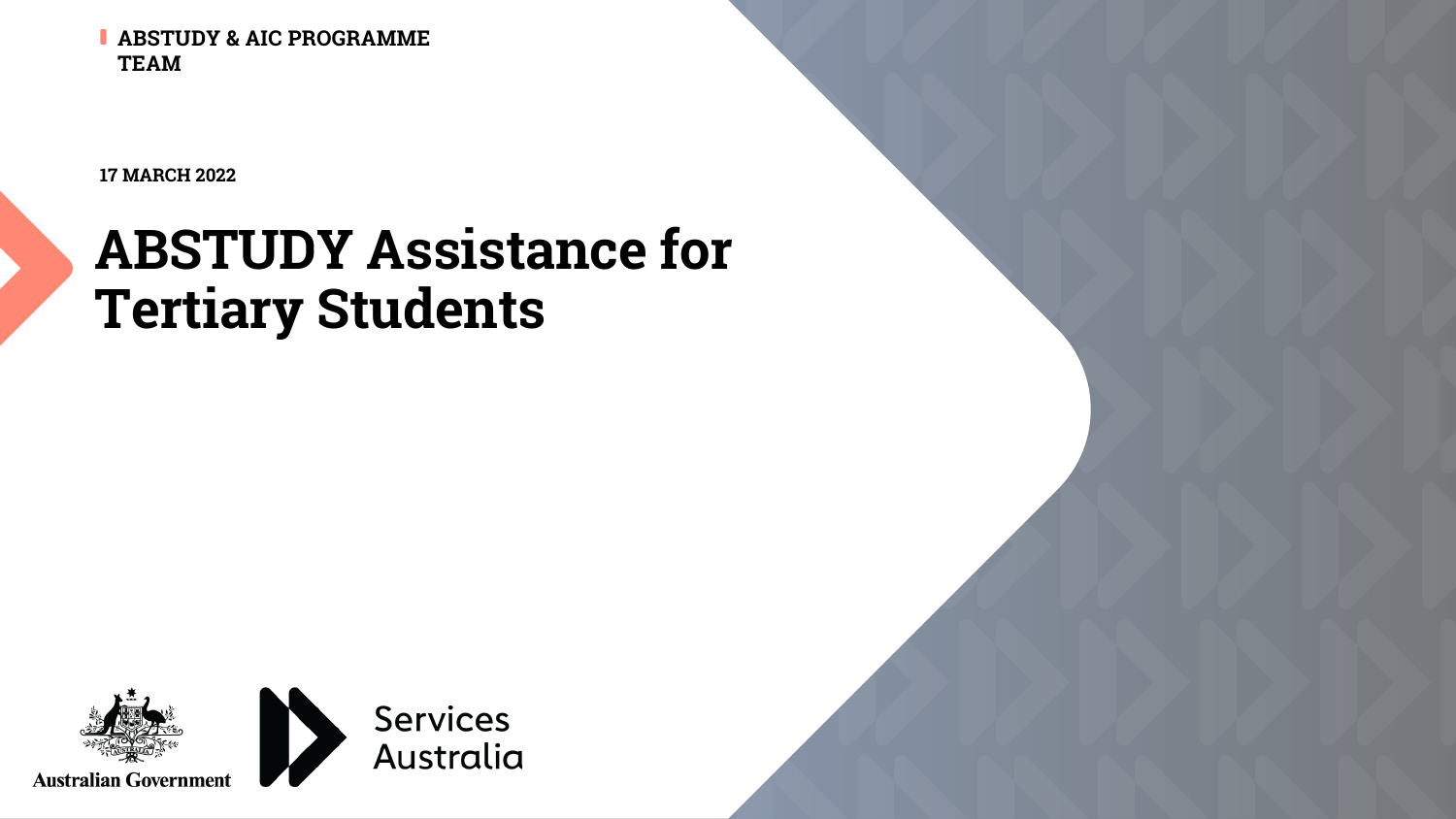ABSTUDY & AIC PROGRAMME TEAM

17 MARCH 2022

# ABSTUDY Assistance for Tertiary Students

Australian Government

Services Australia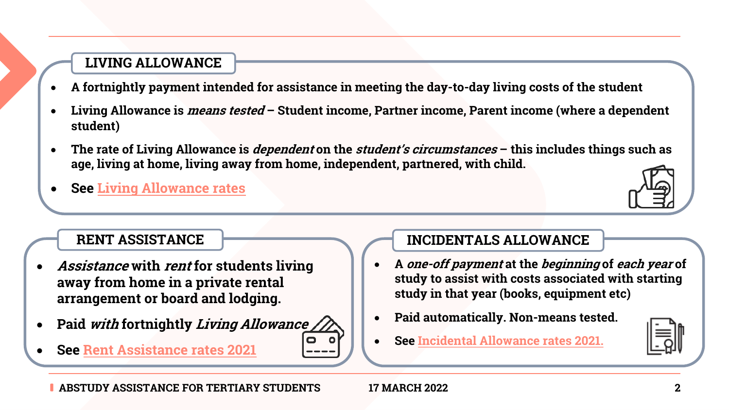## LIVING ALLOWANCE

- **A fortnightly payment intended for assistance in meeting the day-to-day living costs of the student**
- **Living Allowance is *means tested* – Student income, Partner income, Parent income (where a dependent student)**
- **The rate of Living Allowance is *dependent* on the *student's circumstances* – this includes things such as age, living at home, living away from home, independent, partnered, with child.**
- **See [Living Allowance rates]**

## RENT ASSISTANCE

- ***Assistance* with *rent* for students living away from home in a private rental arrangement or board and lodging.**
- **Paid *with* fortnightly *Living Allowance***
- **See [Rent Assistance rates 2021]**

## INCIDENTALS ALLOWANCE

- **A *one-off payment* at the *beginning* of *each year* of study to assist with costs associated with starting study in that year (books, equipment etc)**
- **Paid automatically. Non-means tested.**
- **See [Incidental Allowance rates 2021.]**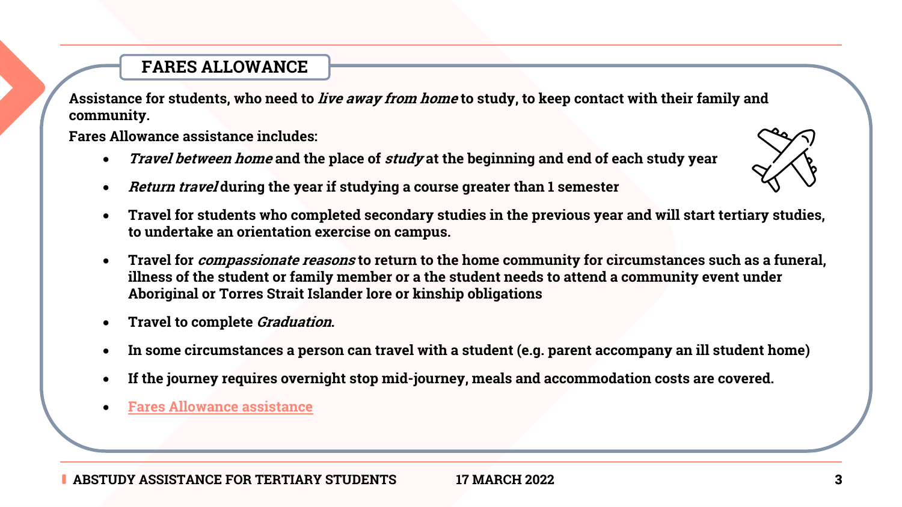## FARES ALLOWANCE

**Assistance for students, who need to *live away from home* to study, to keep contact with their family and community.**

**Fares Allowance assistance includes:**

- ***Travel between home* and the place of *study* at the beginning and end of each study year**
- ***Return travel* during the year if studying a course greater than 1 semester**
- **Travel for students who completed secondary studies in the previous year and will start tertiary studies, to undertake an orientation exercise on campus.**
- **Travel for *compassionate reasons* to return to the home community for circumstances such as a funeral, illness of the student or family member or a the student needs to attend a community event under Aboriginal or Torres Strait Islander lore or kinship obligations**
- **Travel to complete *Graduation*.**
- **In some circumstances a person can travel with a student (e.g. parent accompany an ill student home)**
- **If the journey requires overnight stop mid-journey, meals and accommodation costs are covered.**
- [Fares Allowance assistance]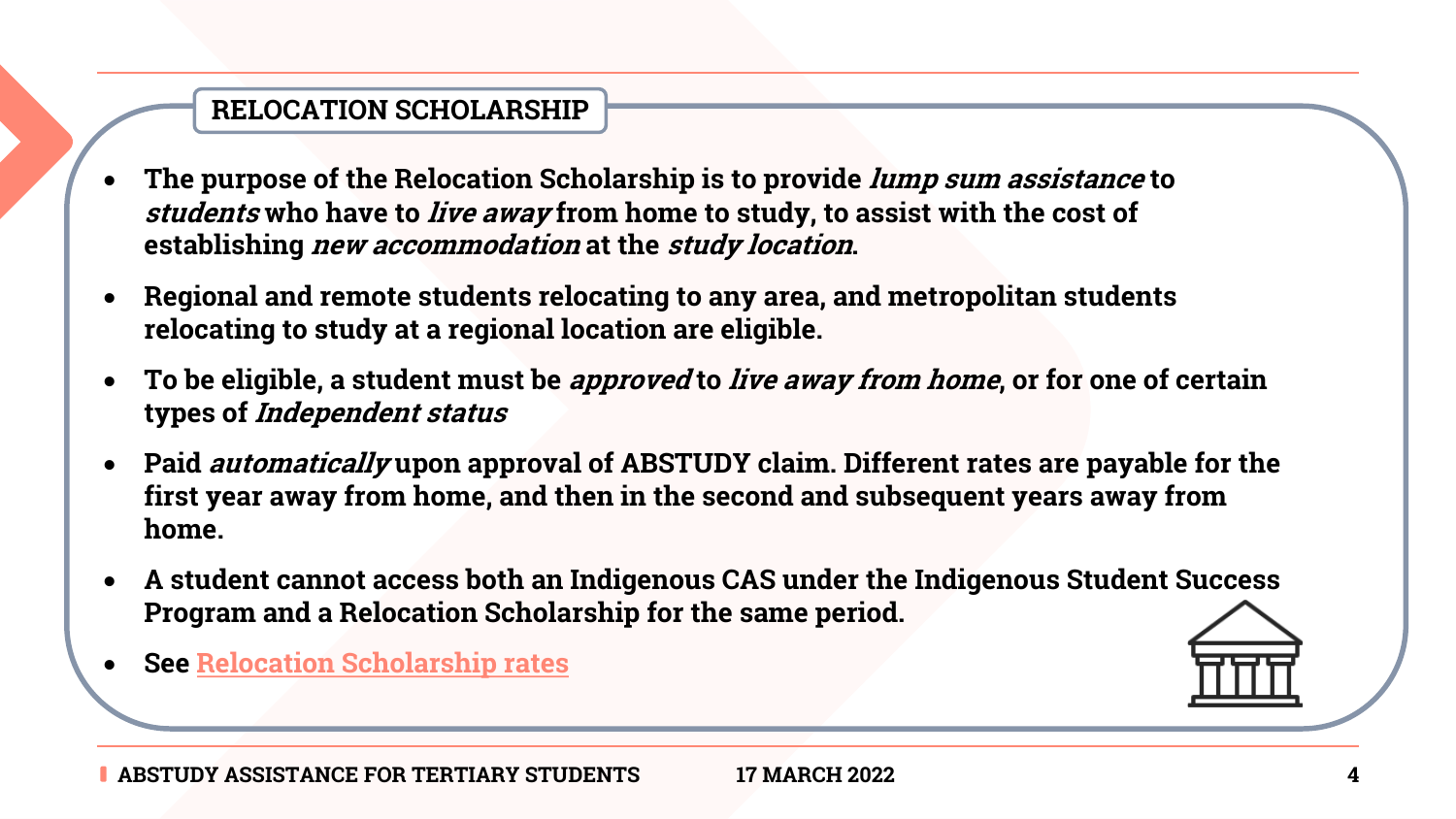## RELOCATION SCHOLARSHIP

- **The purpose of the Relocation Scholarship is to provide *lump sum assistance* to *students* who have to *live away* from home to study, to assist with the cost of establishing *new accommodation* at the *study location*.**
- **Regional and remote students relocating to any area, and metropolitan students relocating to study at a regional location are eligible.**
- **To be eligible, a student must be *approved* to *live away from home*, or for one of certain types of *Independent status***
- **Paid *automatically* upon approval of ABSTUDY claim. Different rates are payable for the first year away from home, and then in the second and subsequent years away from home.**
- **A student cannot access both an Indigenous CAS under the Indigenous Student Success Program and a Relocation Scholarship for the same period.**
- **See Relocation Scholarship rates**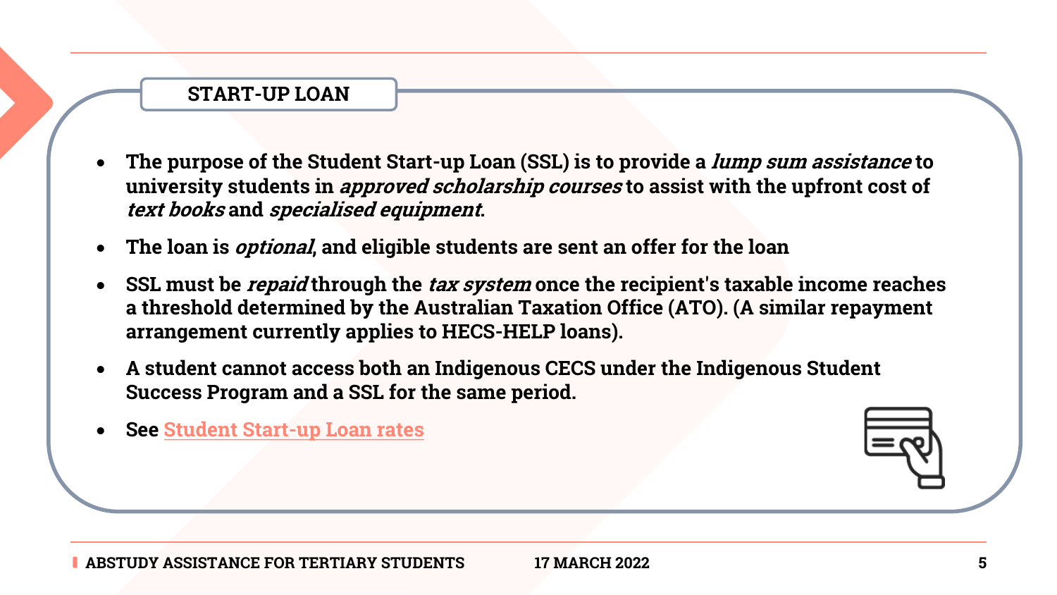## START-UP LOAN

- **The purpose of the Student Start-up Loan (SSL) is to provide a *lump sum assistance* to university students in *approved scholarship courses* to assist with the upfront cost of *text books* and *specialised equipment*.**
- **The loan is *optional*, and eligible students are sent an offer for the loan**
- **SSL must be *repaid* through the *tax system* once the recipient's taxable income reaches a threshold determined by the Australian Taxation Office (ATO). (A similar repayment arrangement currently applies to HECS-HELP loans).**
- **A student cannot access both an Indigenous CECS under the Indigenous Student Success Program and a SSL for the same period.**
- **See Student Start-up Loan rates**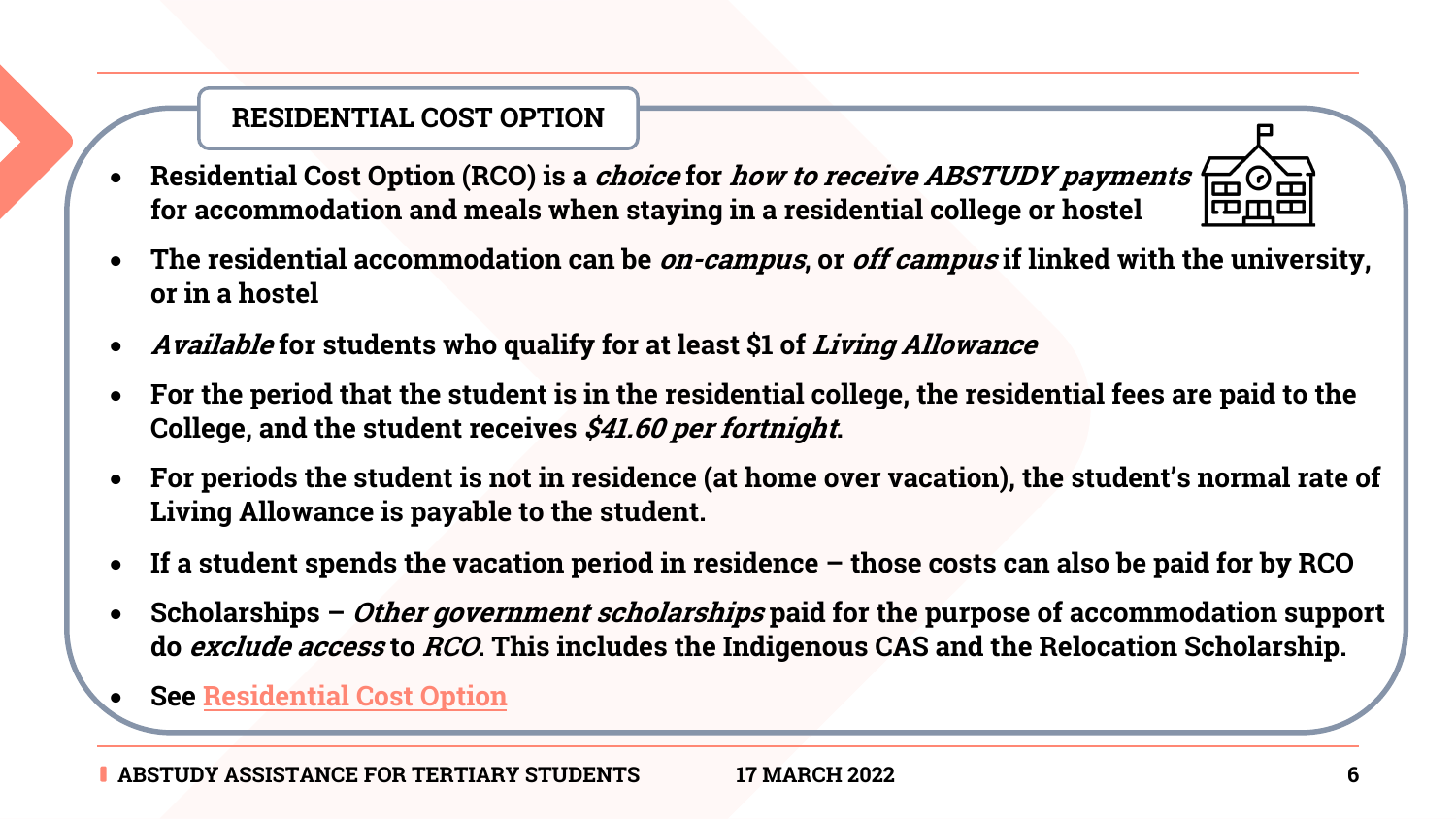## RESIDENTIAL COST OPTION

- **Residential Cost Option (RCO) is a *choice* for *how to receive ABSTUDY payments* for accommodation and meals when staying in a residential college or hostel**
- **The residential accommodation can be *on-campus*, or *off campus* if linked with the university, or in a hostel**
- ***Available* for students who qualify for at least $1 of *Living Allowance***
- **For the period that the student is in the residential college, the residential fees are paid to the College, and the student receives *$41.60 per fortnight*.**
- **For periods the student is not in residence (at home over vacation), the student's normal rate of Living Allowance is payable to the student.**
- **If a student spends the vacation period in residence – those costs can also be paid for by RCO**
- **Scholarships – *Other government scholarships* paid for the purpose of accommodation support do *exclude access* to *RCO*. This includes the Indigenous CAS and the Relocation Scholarship.**
- **See Residential Cost Option**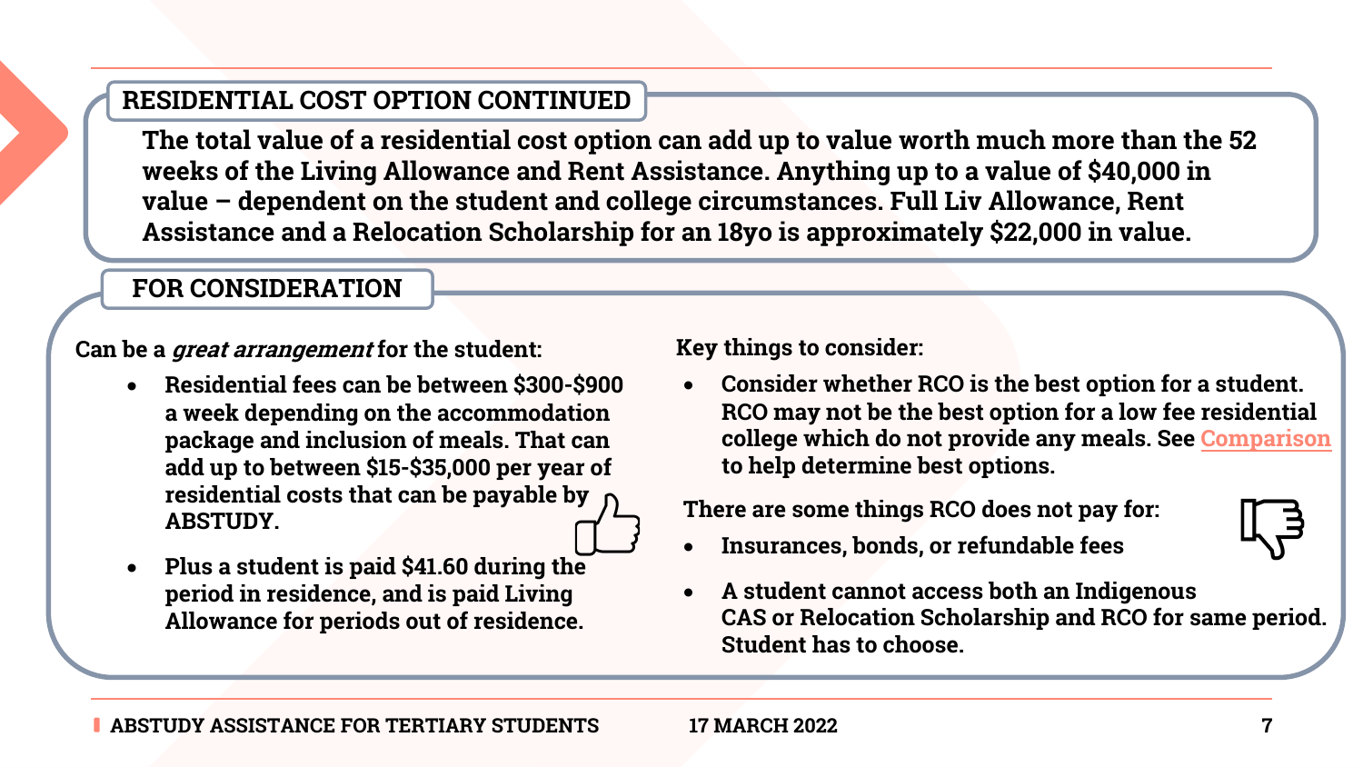## RESIDENTIAL COST OPTION CONTINUED

**The total value of a residential cost option can add up to value worth much more than the 52 weeks of the Living Allowance and Rent Assistance. Anything up to a value of $40,000 in value – dependent on the student and college circumstances. Full Liv Allowance, Rent Assistance and a Relocation Scholarship for an 18yo is approximately $22,000 in value.**

## FOR CONSIDERATION

**Can be a *great arrangement* for the student:**

- **Residential fees can be between $300-$900 a week depending on the accommodation package and inclusion of meals. That can add up to between $15-$35,000 per year of residential costs that can be payable by ABSTUDY.**
- **Plus a student is paid $41.60 during the period in residence, and is paid Living Allowance for periods out of residence.**

**Key things to consider:**

- **Consider whether RCO is the best option for a student. RCO may not be the best option for a low fee residential college which do not provide any meals. See Comparison to help determine best options.**

**There are some things RCO does not pay for:**

- **Insurances, bonds, or refundable fees**
- **A student cannot access both an Indigenous CAS or Relocation Scholarship and RCO for same period. Student has to choose.**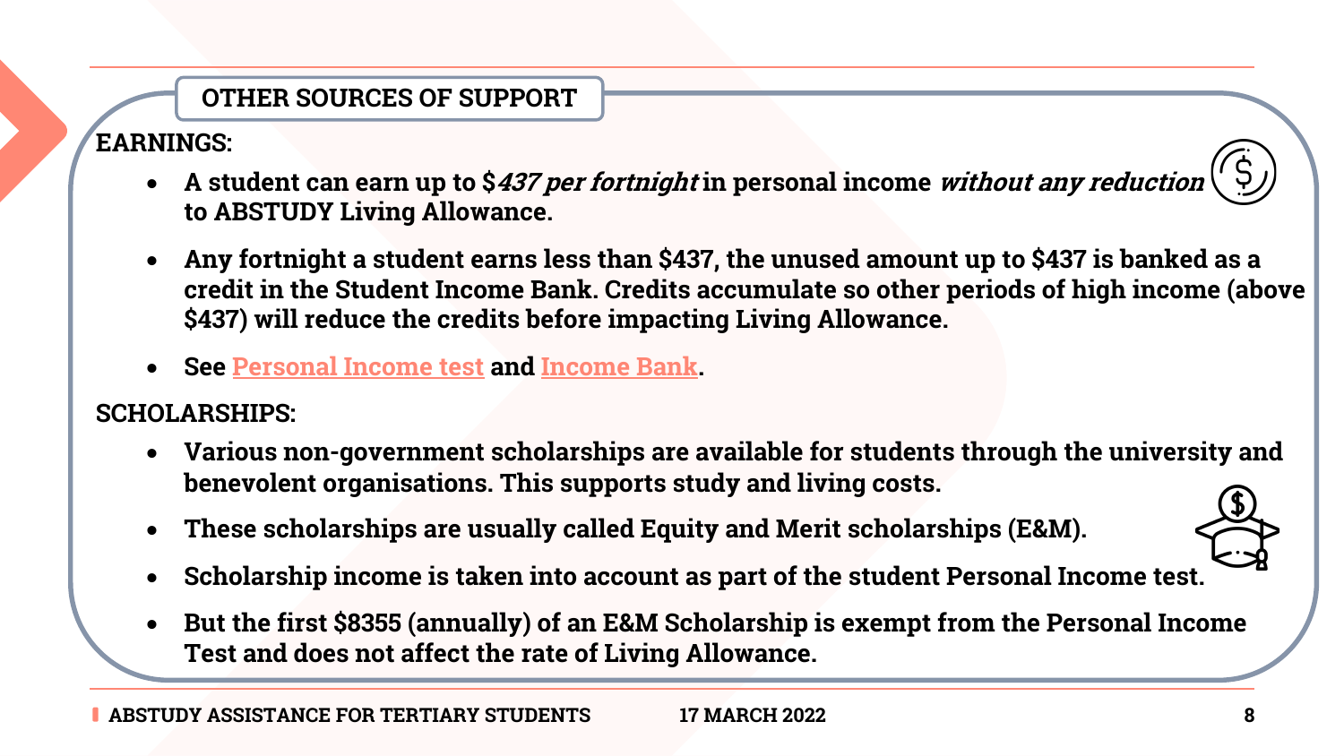## OTHER SOURCES OF SUPPORT

**EARNINGS:**

- **A student can earn up to $*437 per fortnight* in personal income *without any reduction* to ABSTUDY Living Allowance.**
- **Any fortnight a student earns less than $437, the unused amount up to $437 is banked as a credit in the Student Income Bank. Credits accumulate so other periods of high income (above $437) will reduce the credits before impacting Living Allowance.**
- **See Personal Income test and Income Bank.**

**SCHOLARSHIPS:**

- **Various non-government scholarships are available for students through the university and benevolent organisations. This supports study and living costs.**
- **These scholarships are usually called Equity and Merit scholarships (E&M).**
- **Scholarship income is taken into account as part of the student Personal Income test.**
- **But the first $8355 (annually) of an E&M Scholarship is exempt from the Personal Income Test and does not affect the rate of Living Allowance.**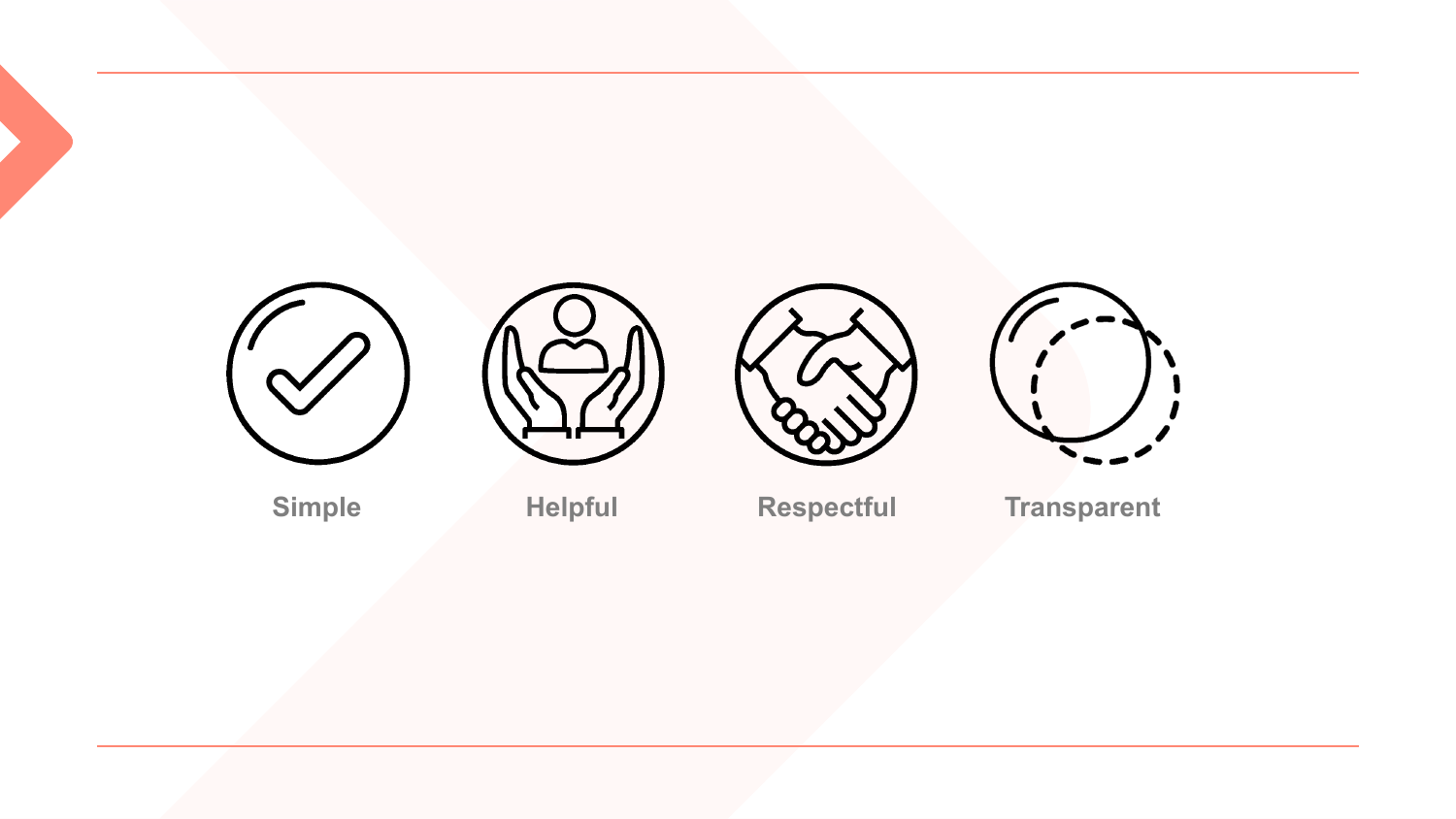Simple

Helpful

Respectful

Transparent